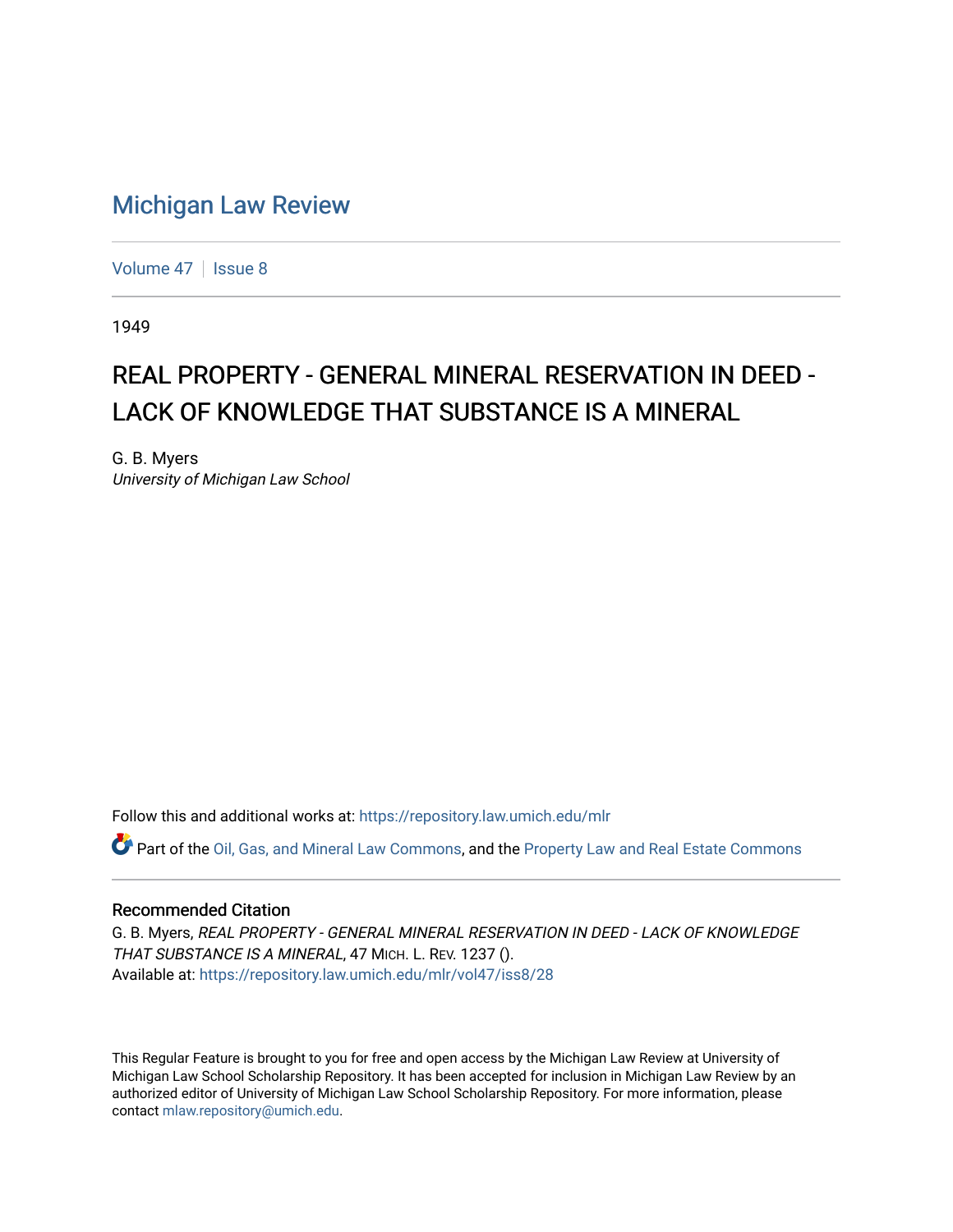# Michigan Law Review

Volume 47 | Issue 8

1949

## REAL PROPERTY - GENERAL MINERAL RESERVATION IN DEED - LACK OF KNOWLEDGE THAT SUBSTANCE IS A MINERAL

G. B. Myers
*University of Michigan Law School*

Follow this and additional works at: https://repository.law.umich.edu/mlr

Part of the Oil, Gas, and Mineral Law Commons, and the Property Law and Real Estate Commons

### Recommended Citation

G. B. Myers, *REAL PROPERTY - GENERAL MINERAL RESERVATION IN DEED - LACK OF KNOWLEDGE THAT SUBSTANCE IS A MINERAL*, 47 MICH. L. REV. 1237 ().
Available at: https://repository.law.umich.edu/mlr/vol47/iss8/28

This Regular Feature is brought to you for free and open access by the Michigan Law Review at University of Michigan Law School Scholarship Repository. It has been accepted for inclusion in Michigan Law Review by an authorized editor of University of Michigan Law School Scholarship Repository. For more information, please contact mlaw.repository@umich.edu.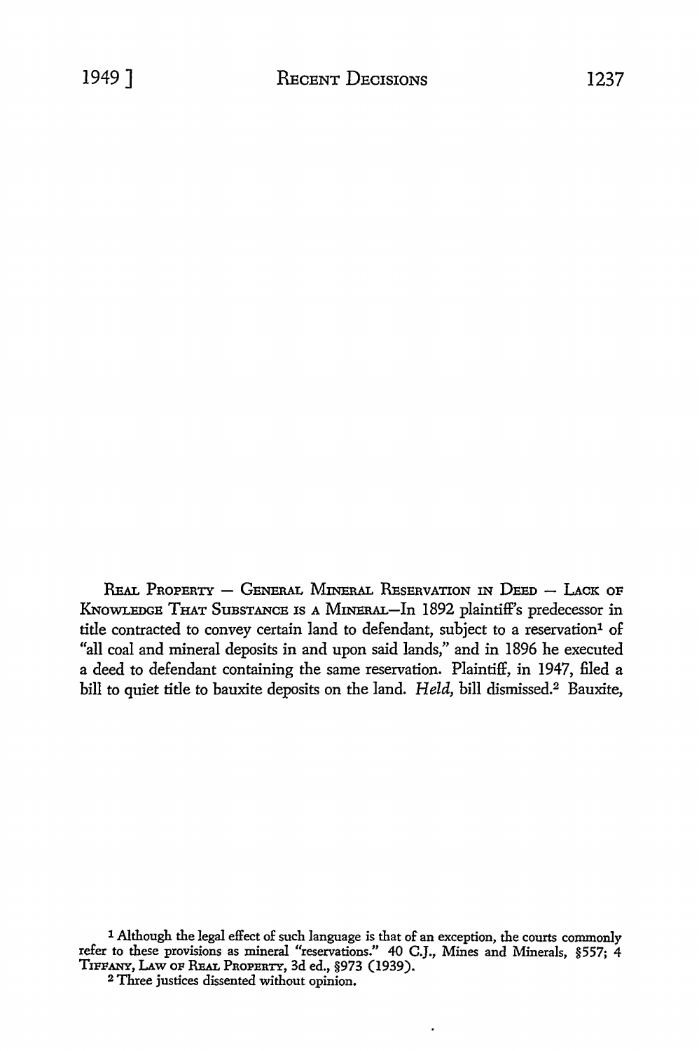REAL PROPERTY — GENERAL MINERAL RESERVATION IN DEED — LACK OF KNOWLEDGE THAT SUBSTANCE IS A MINERAL—In 1892 plaintiff's predecessor in title contracted to convey certain land to defendant, subject to a reservation[1] of "all coal and mineral deposits in and upon said lands," and in 1896 he executed a deed to defendant containing the same reservation. Plaintiff, in 1947, filed a bill to quiet title to bauxite deposits on the land. *Held,* bill dismissed.[2] Bauxite,

---

[1] Although the legal effect of such language is that of an exception, the courts commonly refer to these provisions as mineral "reservations." 40 C.J., Mines and Minerals, §557; 4 TIFFANY, LAW OF REAL PROPERTY, 3d ed., §973 (1939).

[2] Three justices dissented without opinion.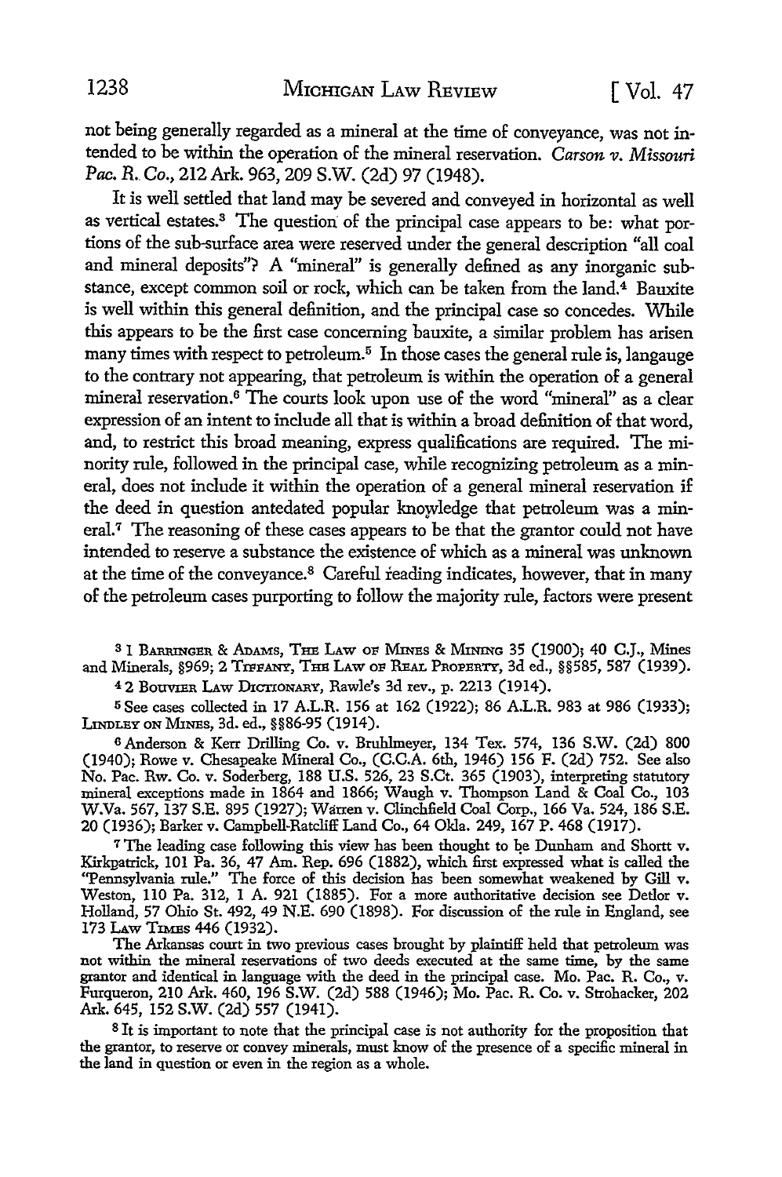not being generally regarded as a mineral at the time of conveyance, was not intended to be within the operation of the mineral reservation. *Carson v. Missouri Pac. R. Co.*, 212 Ark. 963, 209 S.W. (2d) 97 (1948).

It is well settled that land may be severed and conveyed in horizontal as well as vertical estates.[3] The question of the principal case appears to be: what portions of the sub-surface area were reserved under the general description "all coal and mineral deposits"? A "mineral" is generally defined as any inorganic substance, except common soil or rock, which can be taken from the land.[4] Bauxite is well within this general definition, and the principal case so concedes. While this appears to be the first case concerning bauxite, a similar problem has arisen many times with respect to petroleum.[5] In those cases the general rule is, langauge to the contrary not appearing, that petroleum is within the operation of a general mineral reservation.[6] The courts look upon use of the word "mineral" as a clear expression of an intent to include all that is within a broad definition of that word, and, to restrict this broad meaning, express qualifications are required. The minority rule, followed in the principal case, while recognizing petroleum as a mineral, does not include it within the operation of a general mineral reservation if the deed in question antedated popular knowledge that petroleum was a mineral.[7] The reasoning of these cases appears to be that the grantor could not have intended to reserve a substance the existence of which as a mineral was unknown at the time of the conveyance.[8] Careful reading indicates, however, that in many of the petroleum cases purporting to follow the majority rule, factors were present

---

[3] 1 Barringer & Adams, The Law of Mines & Mining 35 (1900); 40 C.J., Mines and Minerals, §969; 2 Tiffany, The Law of Real Property, 3d ed., §§585, 587 (1939).

[4] 2 Bouvier Law Dictionary, Rawle's 3d rev., p. 2213 (1914).

[5] See cases collected in 17 A.L.R. 156 at 162 (1922); 86 A.L.R. 983 at 986 (1933); Lindley on Mines, 3d. ed., §§86-95 (1914).

[6] Anderson & Kerr Drilling Co. v. Bruhlmeyer, 134 Tex. 574, 136 S.W. (2d) 800 (1940); Rowe v. Chesapeake Mineral Co., (C.C.A. 6th, 1946) 156 F. (2d) 752. See also No. Pac. Rw. Co. v. Soderberg, 188 U.S. 526, 23 S.Ct. 365 (1903), interpreting statutory mineral exceptions made in 1864 and 1866; Waugh v. Thompson Land & Coal Co., 103 W.Va. 567, 137 S.E. 895 (1927); Warren v. Clinchfield Coal Corp., 166 Va. 524, 186 S.E. 20 (1936); Barker v. Campbell-Ratcliff Land Co., 64 Okla. 249, 167 P. 468 (1917).

[7] The leading case following this view has been thought to be Dunham and Shortt v. Kirkpatrick, 101 Pa. 36, 47 Am. Rep. 696 (1882), which first expressed what is called the "Pennsylvania rule." The force of this decision has been somewhat weakened by Gill v. Weston, 110 Pa. 312, 1 A. 921 (1885). For a more authoritative decision see Detlor v. Holland, 57 Ohio St. 492, 49 N.E. 690 (1898). For discussion of the rule in England, see 173 Law Times 446 (1932).

The Arkansas court in two previous cases brought by plaintiff held that petroleum was not within the mineral reservations of two deeds executed at the same time, by the same grantor and identical in language with the deed in the principal case. Mo. Pac. R. Co., v. Furqueron, 210 Ark. 460, 196 S.W. (2d) 588 (1946); Mo. Pac. R. Co. v. Strohacker, 202 Ark. 645, 152 S.W. (2d) 557 (1941).

[8] It is important to note that the principal case is not authority for the proposition that the grantor, to reserve or convey minerals, must know of the presence of a specific mineral in the land in question or even in the region as a whole.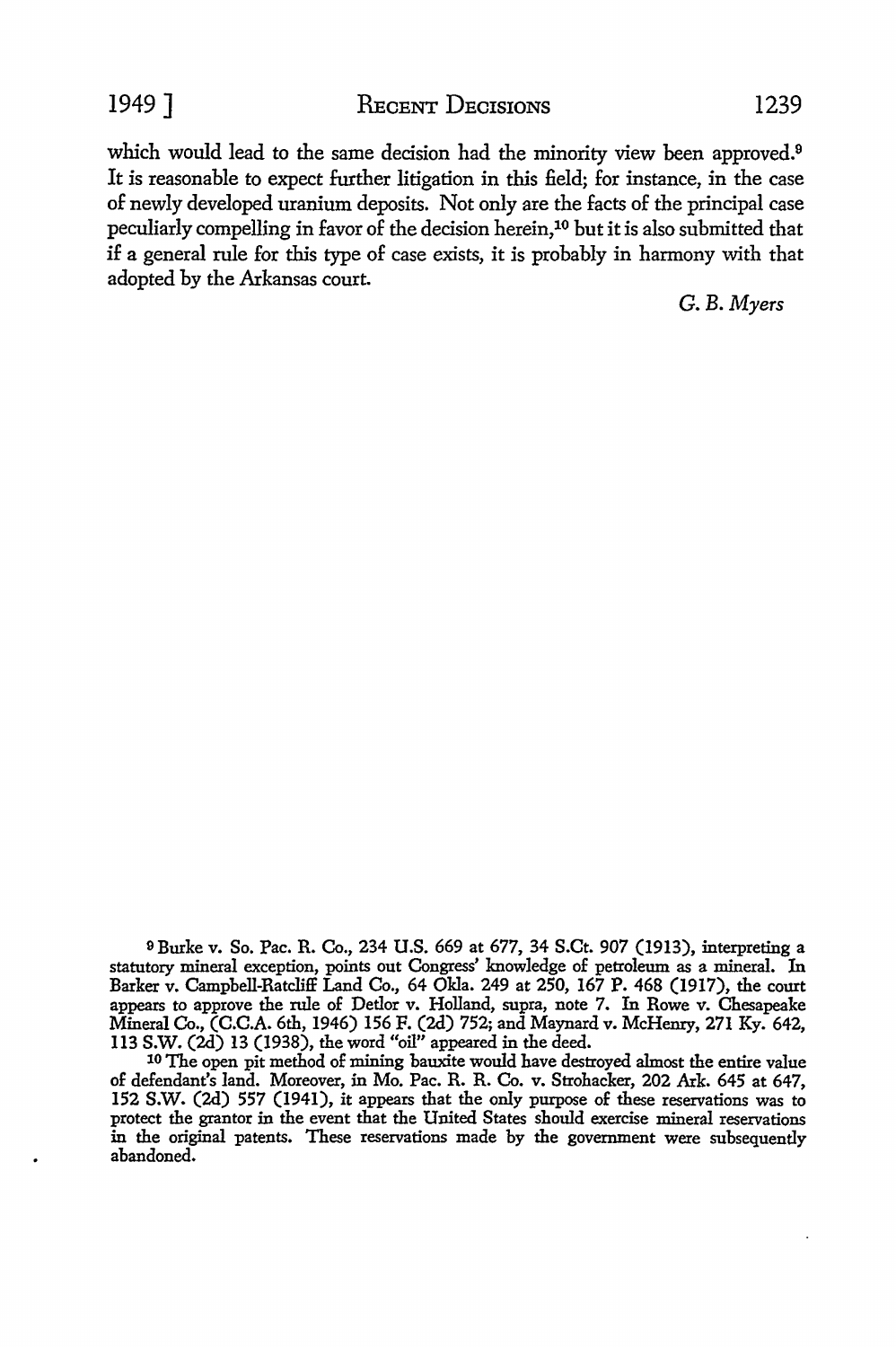which would lead to the same decision had the minority view been approved.[9] It is reasonable to expect further litigation in this field; for instance, in the case of newly developed uranium deposits. Not only are the facts of the principal case peculiarly compelling in favor of the decision herein,[10] but it is also submitted that if a general rule for this type of case exists, it is probably in harmony with that adopted by the Arkansas court.

*G. B. Myers*

---

[9] Burke v. So. Pac. R. Co., 234 U.S. 669 at 677, 34 S.Ct. 907 (1913), interpreting a statutory mineral exception, points out Congress' knowledge of petroleum as a mineral. In Barker v. Campbell-Ratcliff Land Co., 64 Okla. 249 at 250, 167 P. 468 (1917), the court appears to approve the rule of Detlor v. Holland, supra, note 7. In Rowe v. Chesapeake Mineral Co., (C.C.A. 6th, 1946) 156 F. (2d) 752; and Maynard v. McHenry, 271 Ky. 642, 113 S.W. (2d) 13 (1938), the word "oil" appeared in the deed.

[10] The open pit method of mining bauxite would have destroyed almost the entire value of defendant's land. Moreover, in Mo. Pac. R. R. Co. v. Strohacker, 202 Ark. 645 at 647, 152 S.W. (2d) 557 (1941), it appears that the only purpose of these reservations was to protect the grantor in the event that the United States should exercise mineral reservations in the original patents. These reservations made by the government were subsequently abandoned.